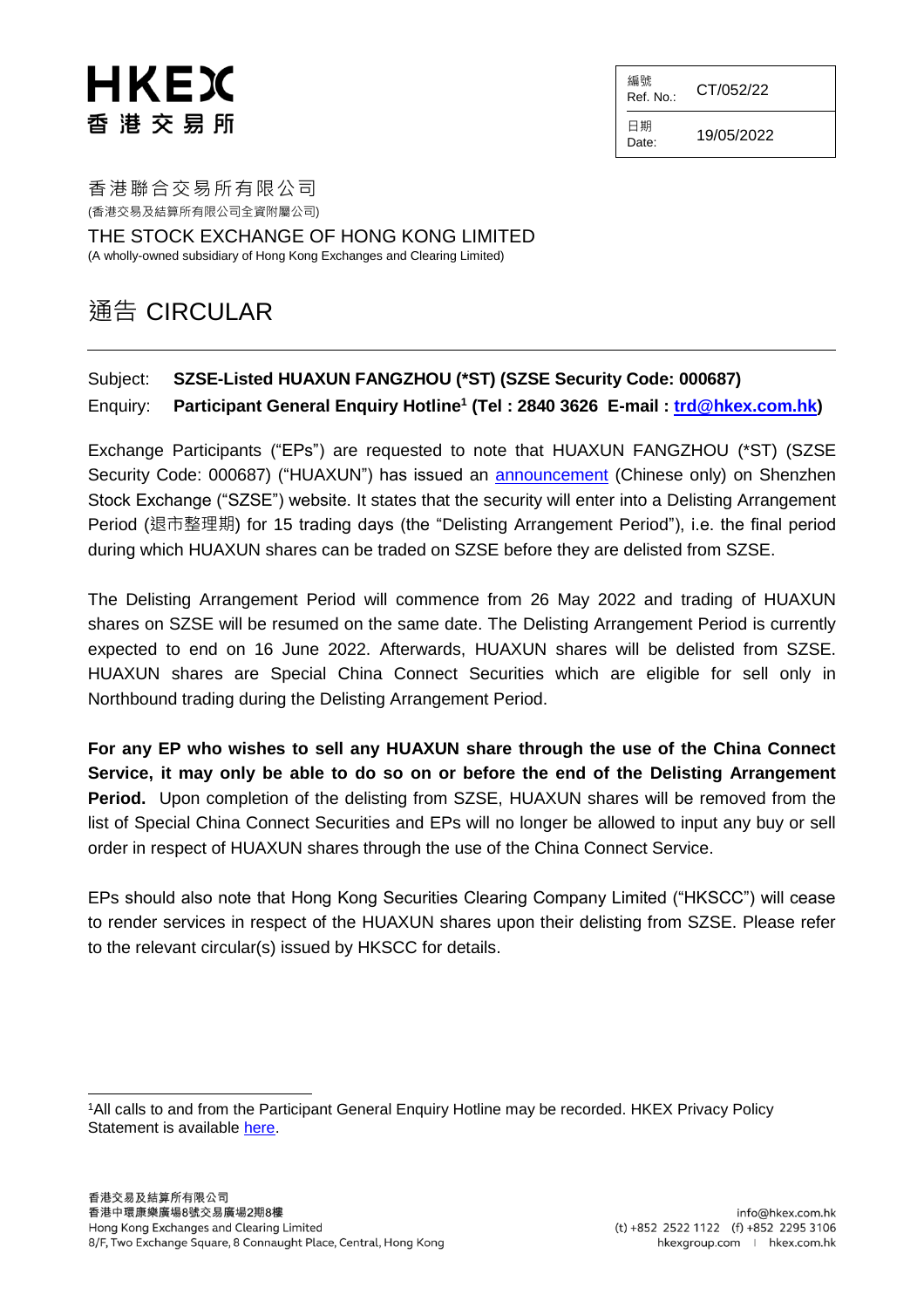HKEX
香港交易所

| 編號 Ref. No.: | CT/052/22 |
| --- | --- |
| 日期 Date: | 19/05/2022 |

香港聯合交易所有限公司
(香港交易及結算所有限公司全資附屬公司)

THE STOCK EXCHANGE OF HONG KONG LIMITED
(A wholly-owned subsidiary of Hong Kong Exchanges and Clearing Limited)

# 通告 CIRCULAR

Subject: **SZSE-Listed HUAXUN FANGZHOU (*ST) (SZSE Security Code: 000687)**

Enquiry: **Participant General Enquiry Hotline[1] (Tel : 2840 3626 E-mail : trd@hkex.com.hk)**

Exchange Participants ("EPs") are requested to note that HUAXUN FANGZHOU (*ST) (SZSE Security Code: 000687) ("HUAXUN") has issued an announcement (Chinese only) on Shenzhen Stock Exchange ("SZSE") website. It states that the security will enter into a Delisting Arrangement Period (退市整理期) for 15 trading days (the "Delisting Arrangement Period"), i.e. the final period during which HUAXUN shares can be traded on SZSE before they are delisted from SZSE.

The Delisting Arrangement Period will commence from 26 May 2022 and trading of HUAXUN shares on SZSE will be resumed on the same date. The Delisting Arrangement Period is currently expected to end on 16 June 2022. Afterwards, HUAXUN shares will be delisted from SZSE. HUAXUN shares are Special China Connect Securities which are eligible for sell only in Northbound trading during the Delisting Arrangement Period.

**For any EP who wishes to sell any HUAXUN share through the use of the China Connect Service, it may only be able to do so on or before the end of the Delisting Arrangement Period.** Upon completion of the delisting from SZSE, HUAXUN shares will be removed from the list of Special China Connect Securities and EPs will no longer be allowed to input any buy or sell order in respect of HUAXUN shares through the use of the China Connect Service.

EPs should also note that Hong Kong Securities Clearing Company Limited ("HKSCC") will cease to render services in respect of the HUAXUN shares upon their delisting from SZSE. Please refer to the relevant circular(s) issued by HKSCC for details.

---

[1] All calls to and from the Participant General Enquiry Hotline may be recorded. HKEX Privacy Policy Statement is available here.

香港交易及結算所有限公司
香港中環康樂廣場8號交易廣場2期8樓
Hong Kong Exchanges and Clearing Limited
8/F, Two Exchange Square, 8 Connaught Place, Central, Hong Kong

info@hkex.com.hk
(t) +852 2522 1122 (f) +852 2295 3106
hkexgroup.com | hkex.com.hk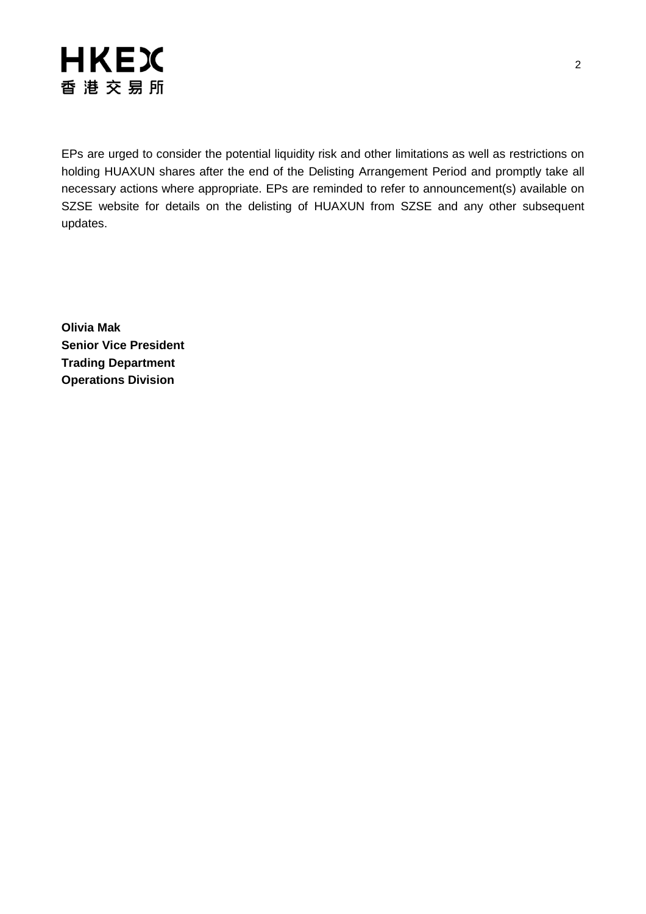EPs are urged to consider the potential liquidity risk and other limitations as well as restrictions on holding HUAXUN shares after the end of the Delisting Arrangement Period and promptly take all necessary actions where appropriate. EPs are reminded to refer to announcement(s) available on SZSE website for details on the delisting of HUAXUN from SZSE and any other subsequent updates.

**Olivia Mak**
**Senior Vice President**
**Trading Department**
**Operations Division**